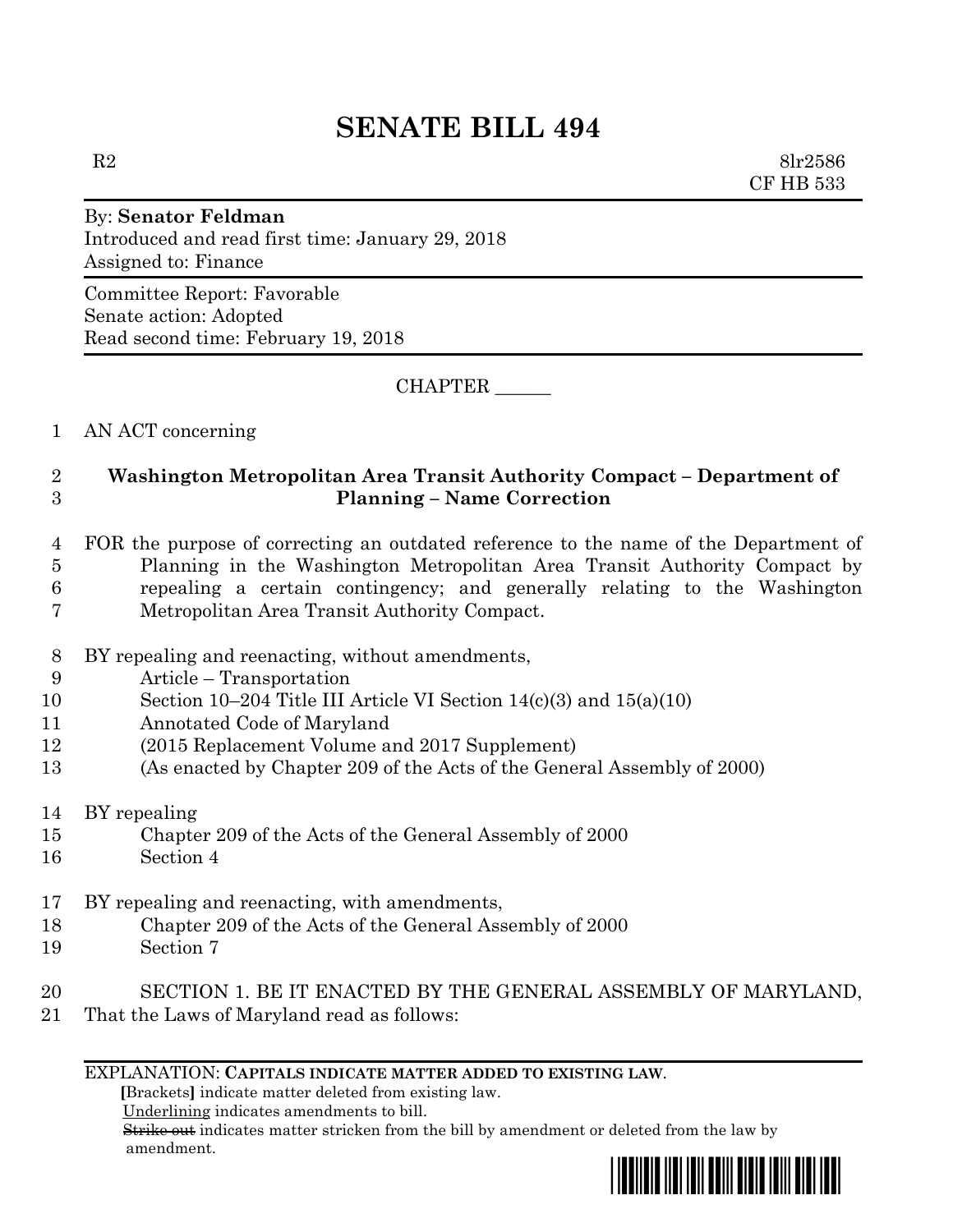# SENATE BILL 494

R2 8lr2586
CF HB 533

By: **Senator Feldman**
Introduced and read first time: January 29, 2018
Assigned to: Finance

Committee Report: Favorable
Senate action: Adopted
Read second time: February 19, 2018

CHAPTER ______

1 AN ACT concerning

2 **Washington Metropolitan Area Transit Authority Compact – Department of**
3 **Planning – Name Correction**

4 FOR the purpose of correcting an outdated reference to the name of the Department of
5 Planning in the Washington Metropolitan Area Transit Authority Compact by
6 repealing a certain contingency; and generally relating to the Washington
7 Metropolitan Area Transit Authority Compact.

8 BY repealing and reenacting, without amendments,
9 Article – Transportation
10 Section 10–204 Title III Article VI Section 14(c)(3) and 15(a)(10)
11 Annotated Code of Maryland
12 (2015 Replacement Volume and 2017 Supplement)
13 (As enacted by Chapter 209 of the Acts of the General Assembly of 2000)

14 BY repealing
15 Chapter 209 of the Acts of the General Assembly of 2000
16 Section 4

17 BY repealing and reenacting, with amendments,
18 Chapter 209 of the Acts of the General Assembly of 2000
19 Section 7

20 SECTION 1. BE IT ENACTED BY THE GENERAL ASSEMBLY OF MARYLAND,
21 That the Laws of Maryland read as follows:

EXPLANATION: **CAPITALS INDICATE MATTER ADDED TO EXISTING LAW.**
[Brackets] indicate matter deleted from existing law.
Underlining indicates amendments to bill.
~~Strike out~~ indicates matter stricken from the bill by amendment or deleted from the law by amendment.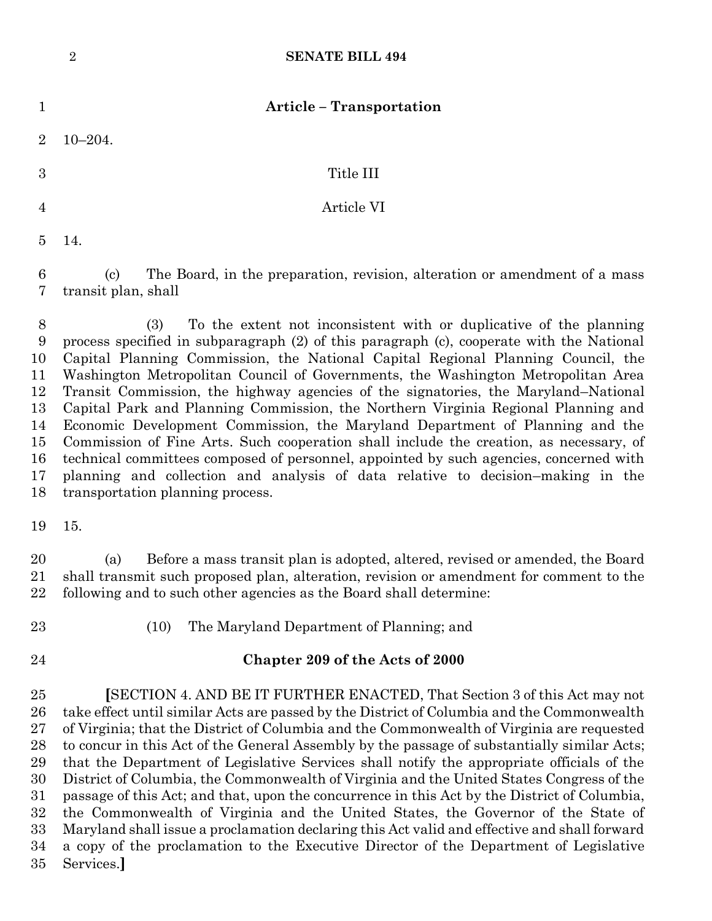## Article – Transportation

10–204.

Title III

Article VI

14.

(c) The Board, in the preparation, revision, alteration or amendment of a mass transit plan, shall

(3) To the extent not inconsistent with or duplicative of the planning process specified in subparagraph (2) of this paragraph (c), cooperate with the National Capital Planning Commission, the National Capital Regional Planning Council, the Washington Metropolitan Council of Governments, the Washington Metropolitan Area Transit Commission, the highway agencies of the signatories, the Maryland–National Capital Park and Planning Commission, the Northern Virginia Regional Planning and Economic Development Commission, the Maryland Department of Planning and the Commission of Fine Arts. Such cooperation shall include the creation, as necessary, of technical committees composed of personnel, appointed by such agencies, concerned with planning and collection and analysis of data relative to decision–making in the transportation planning process.

15.

(a) Before a mass transit plan is adopted, altered, revised or amended, the Board shall transmit such proposed plan, alteration, revision or amendment for comment to the following and to such other agencies as the Board shall determine:

(10) The Maryland Department of Planning; and

## Chapter 209 of the Acts of 2000

**[**SECTION 4. AND BE IT FURTHER ENACTED, That Section 3 of this Act may not take effect until similar Acts are passed by the District of Columbia and the Commonwealth of Virginia; that the District of Columbia and the Commonwealth of Virginia are requested to concur in this Act of the General Assembly by the passage of substantially similar Acts; that the Department of Legislative Services shall notify the appropriate officials of the District of Columbia, the Commonwealth of Virginia and the United States Congress of the passage of this Act; and that, upon the concurrence in this Act by the District of Columbia, the Commonwealth of Virginia and the United States, the Governor of the State of Maryland shall issue a proclamation declaring this Act valid and effective and shall forward a copy of the proclamation to the Executive Director of the Department of Legislative Services.**]**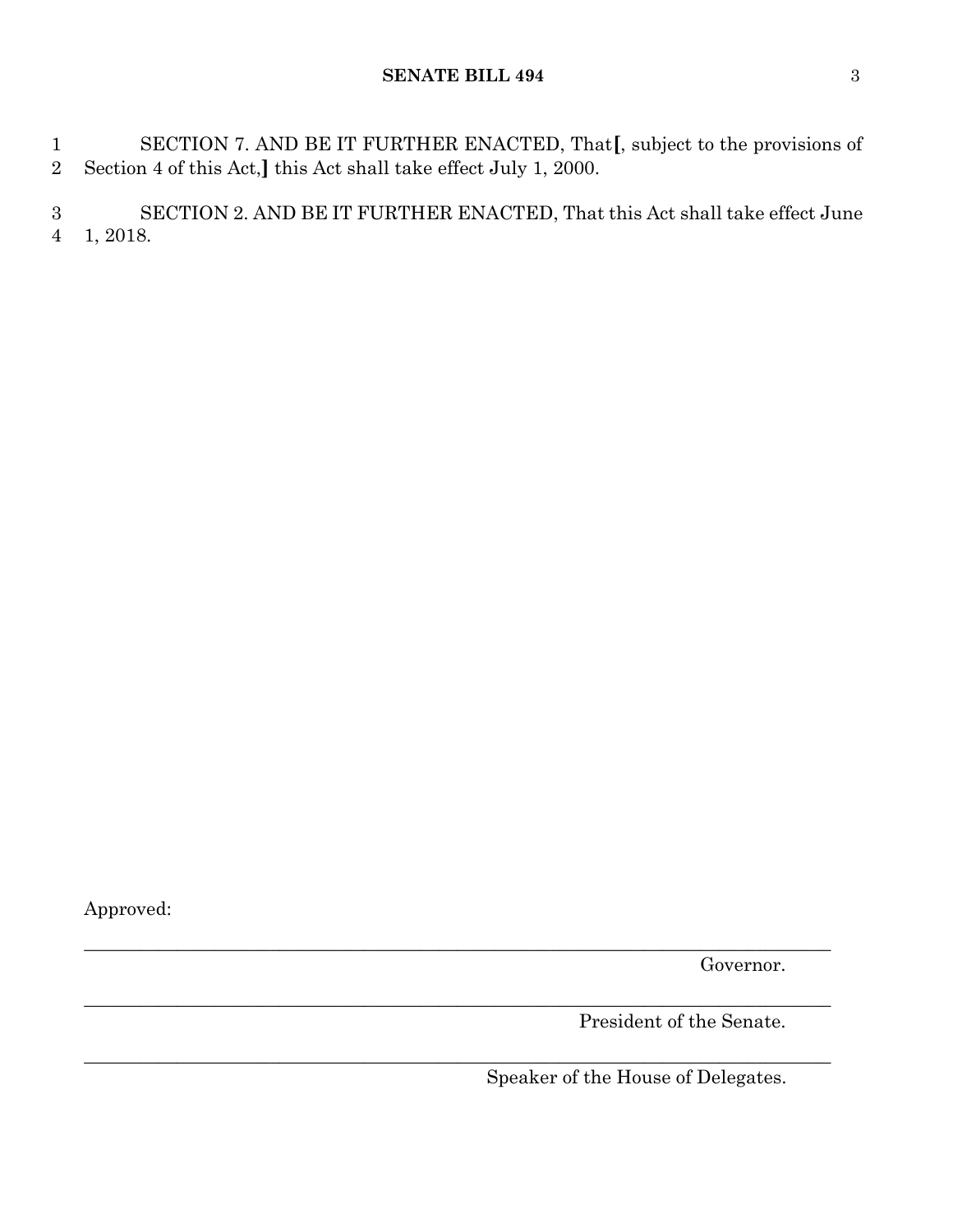SECTION 7. AND BE IT FURTHER ENACTED, That[, subject to the provisions of Section 4 of this Act,] this Act shall take effect July 1, 2000.

SECTION 2. AND BE IT FURTHER ENACTED, That this Act shall take effect June 1, 2018.

Approved:

\_\_\_\_\_\_\_\_\_\_\_\_\_\_\_\_\_\_\_\_\_\_\_\_\_\_\_\_\_\_\_\_\_\_\_\_\_\_\_\_\_\_\_\_\_\_\_\_\_\_\_\_\_\_\_\_\_\_\_\_\_\_\_\_\_\_\_\_\_\_\_\_\_\_\_\_\_\_\_\_\_\_\_\_

Governor.

\_\_\_\_\_\_\_\_\_\_\_\_\_\_\_\_\_\_\_\_\_\_\_\_\_\_\_\_\_\_\_\_\_\_\_\_\_\_\_\_\_\_\_\_\_\_\_\_\_\_\_\_\_\_\_\_\_\_\_\_\_\_\_\_\_\_\_\_\_\_\_\_\_\_\_\_\_\_\_\_\_\_\_\_

President of the Senate.

\_\_\_\_\_\_\_\_\_\_\_\_\_\_\_\_\_\_\_\_\_\_\_\_\_\_\_\_\_\_\_\_\_\_\_\_\_\_\_\_\_\_\_\_\_\_\_\_\_\_\_\_\_\_\_\_\_\_\_\_\_\_\_\_\_\_\_\_\_\_\_\_\_\_\_\_\_\_\_\_\_\_\_\_

Speaker of the House of Delegates.